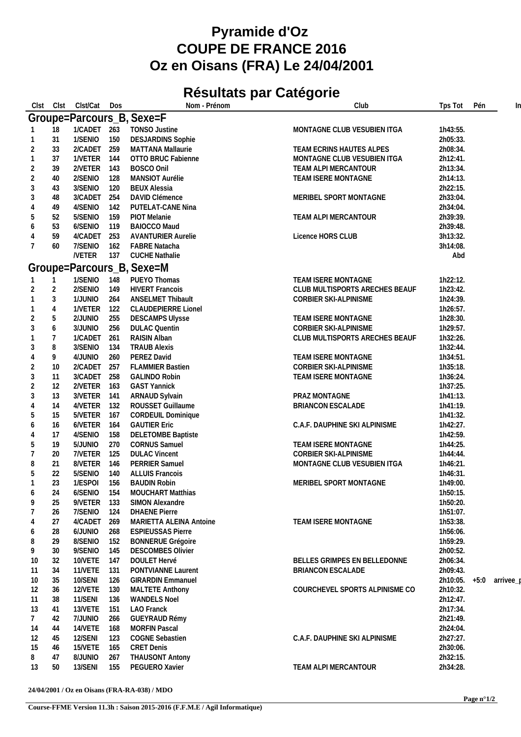# Pyramide d'Oz
# COUPE DE FRANCE 2016
# Oz en Oisans (FRA) Le 24/04/2001

## Résultats par Catégorie

| Clst | Clst | Clst/Cat | Dos | Nom - Prénom | Club | Tps Tot | Pén | In |
|---|---|---|---|---|---|---|---|---|
| **Groupe=Parcours_B, Sexe=F** | | | | | | | | |
| 1 | 18 | 1/CADET | 263 | TONSO Justine | MONTAGNE CLUB VESUBIEN ITGA | 1h43:55. | | |
| 1 | 31 | 1/SENIO | 150 | DESJARDINS Sophie | | 2h05:33. | | |
| 2 | 33 | 2/CADET | 259 | MATTANA Mallaurie | TEAM ECRINS HAUTES ALPES | 2h08:34. | | |
| 1 | 37 | 1/VETER | 144 | OTTO BRUC Fabienne | MONTAGNE CLUB VESUBIEN ITGA | 2h12:41. | | |
| 2 | 39 | 2/VETER | 143 | BOSCO Onil | TEAM ALPI MERCANTOUR | 2h13:34. | | |
| 2 | 40 | 2/SENIO | 128 | MANSIOT Aurélie | TEAM ISERE MONTAGNE | 2h14:13. | | |
| 3 | 43 | 3/SENIO | 120 | BEUX Alessia | | 2h22:15. | | |
| 3 | 48 | 3/CADET | 254 | DAVID Clémence | MERIBEL SPORT MONTAGNE | 2h33:04. | | |
| 4 | 49 | 4/SENIO | 142 | PUTELAT-CANE Nina | | 2h34:04. | | |
| 5 | 52 | 5/SENIO | 159 | PIOT Melanie | TEAM ALPI MERCANTOUR | 2h39:39. | | |
| 6 | 53 | 6/SENIO | 119 | BAIOCCO Maud | | 2h39:48. | | |
| 4 | 59 | 4/CADET | 253 | AVANTURIER Aurelie | Licence HORS CLUB | 3h13:32. | | |
| 7 | 60 | 7/SENIO | 162 | FABRE Natacha | | 3h14:08. | | |
| | | /VETER | 137 | CUCHE Nathalie | | Abd | | |
| **Groupe=Parcours_B, Sexe=M** | | | | | | | | |
| 1 | 1 | 1/SENIO | 148 | PUEYO Thomas | TEAM ISERE MONTAGNE | 1h22:12. | | |
| 2 | 2 | 2/SENIO | 149 | HIVERT Francois | CLUB MULTISPORTS ARECHES BEAUF | 1h23:42. | | |
| 1 | 3 | 1/JUNIO | 264 | ANSELMET Thibault | CORBIER SKI-ALPINISME | 1h24:39. | | |
| 1 | 4 | 1/VETER | 122 | CLAUDEPIERRE Lionel | | 1h26:57. | | |
| 2 | 5 | 2/JUNIO | 255 | DESCAMPS Ulysse | TEAM ISERE MONTAGNE | 1h28:30. | | |
| 3 | 6 | 3/JUNIO | 256 | DULAC Quentin | CORBIER SKI-ALPINISME | 1h29:57. | | |
| 1 | 7 | 1/CADET | 261 | RAISIN Alban | CLUB MULTISPORTS ARECHES BEAUF | 1h32:26. | | |
| 3 | 8 | 3/SENIO | 134 | TRAUB Alexis | | 1h32:44. | | |
| 4 | 9 | 4/JUNIO | 260 | PEREZ David | TEAM ISERE MONTAGNE | 1h34:51. | | |
| 2 | 10 | 2/CADET | 257 | FLAMMIER Bastien | CORBIER SKI-ALPINISME | 1h35:18. | | |
| 3 | 11 | 3/CADET | 258 | GALINDO Robin | TEAM ISERE MONTAGNE | 1h36:24. | | |
| 2 | 12 | 2/VETER | 163 | GAST Yannick | | 1h37:25. | | |
| 3 | 13 | 3/VETER | 141 | ARNAUD Sylvain | PRAZ MONTAGNE | 1h41:13. | | |
| 4 | 14 | 4/VETER | 132 | ROUSSET Guillaume | BRIANCON ESCALADE | 1h41:19. | | |
| 5 | 15 | 5/VETER | 167 | CORDEUIL Dominique | | 1h41:32. | | |
| 6 | 16 | 6/VETER | 164 | GAUTIER Eric | C.A.F. DAUPHINE SKI ALPINISME | 1h42:27. | | |
| 4 | 17 | 4/SENIO | 158 | DELETOMBE Baptiste | | 1h42:59. | | |
| 5 | 19 | 5/JUNIO | 270 | CORNUS Samuel | TEAM ISERE MONTAGNE | 1h44:25. | | |
| 7 | 20 | 7/VETER | 125 | DULAC Vincent | CORBIER SKI-ALPINISME | 1h44:44. | | |
| 8 | 21 | 8/VETER | 146 | PERRIER Samuel | MONTAGNE CLUB VESUBIEN ITGA | 1h46:21. | | |
| 5 | 22 | 5/SENIO | 140 | ALLUIS Francois | | 1h46:31. | | |
| 1 | 23 | 1/ESPOI | 156 | BAUDIN Robin | MERIBEL SPORT MONTAGNE | 1h49:00. | | |
| 6 | 24 | 6/SENIO | 154 | MOUCHART Matthias | | 1h50:15. | | |
| 9 | 25 | 9/VETER | 133 | SIMON Alexandre | | 1h50:20. | | |
| 7 | 26 | 7/SENIO | 124 | DHAENE Pierre | | 1h51:07. | | |
| 4 | 27 | 4/CADET | 269 | MARIETTA ALEINA Antoine | TEAM ISERE MONTAGNE | 1h53:38. | | |
| 6 | 28 | 6/JUNIO | 268 | ESPIEUSSAS Pierre | | 1h56:06. | | |
| 8 | 29 | 8/SENIO | 152 | BONNERUE Grégoire | | 1h59:29. | | |
| 9 | 30 | 9/SENIO | 145 | DESCOMBES Olivier | | 2h00:52. | | |
| 10 | 32 | 10/VETE | 147 | DOULET Hervé | BELLES GRIMPES EN BELLEDONNE | 2h06:34. | | |
| 11 | 34 | 11/VETE | 131 | PONTVIANNE Laurent | BRIANCON ESCALADE | 2h09:43. | | |
| 10 | 35 | 10/SENI | 126 | GIRARDIN Emmanuel | | 2h10:05. | +5:0 | arrivee_p |
| 12 | 36 | 12/VETE | 130 | MALTETE Anthony | COURCHEVEL SPORTS ALPINISME CO | 2h10:32. | | |
| 11 | 38 | 11/SENI | 136 | WANDELS Noel | | 2h12:47. | | |
| 13 | 41 | 13/VETE | 151 | LAO Franck | | 2h17:34. | | |
| 7 | 42 | 7/JUNIO | 266 | GUEYRAUD Rémy | | 2h21:49. | | |
| 14 | 44 | 14/VETE | 168 | MORFIN Pascal | | 2h24:04. | | |
| 12 | 45 | 12/SENI | 123 | COGNE Sebastien | C.A.F. DAUPHINE SKI ALPINISME | 2h27:27. | | |
| 15 | 46 | 15/VETE | 165 | CRET Denis | | 2h30:06. | | |
| 8 | 47 | 8/JUNIO | 267 | THAUSONT Antony | | 2h32:15. | | |
| 13 | 50 | 13/SENI | 155 | PEGUERO Xavier | TEAM ALPI MERCANTOUR | 2h34:28. | | |

**24/04/2001 / Oz en Oisans (FRA-RA-038) / MDO**

**Course-FFME Version 11.3h : Saison 2015-2016 (F.F.M.E / Agil Informatique)**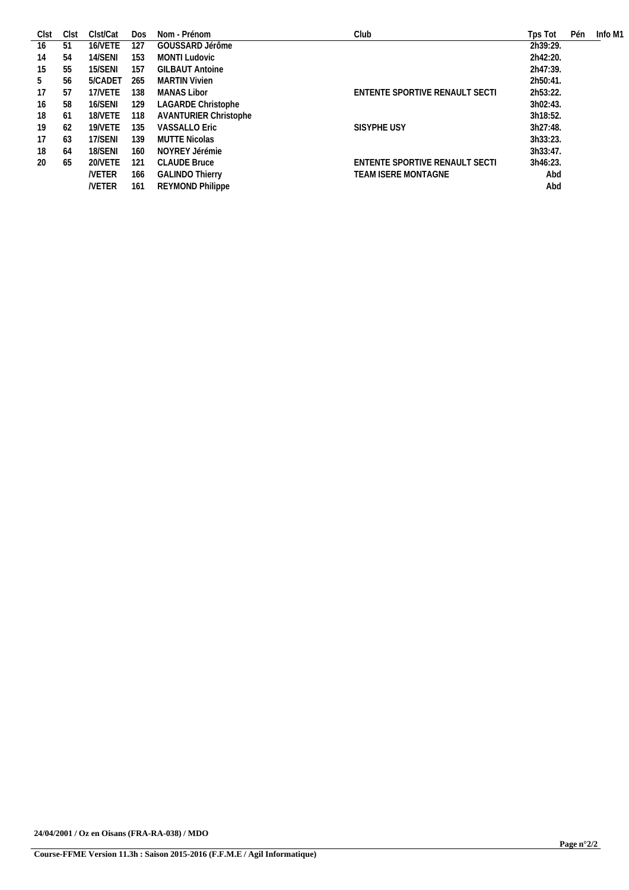| Clst | Clst | Clst/Cat | Dos | Nom - Prénom | Club | Tps Tot | Pén | Info M1 |
|---|---|---|---|---|---|---|---|---|
| 16 | 51 | 16/VETE | 127 | GOUSSARD Jérôme | | 2h39:29. | | |
| 14 | 54 | 14/SENI | 153 | MONTI Ludovic | | 2h42:20. | | |
| 15 | 55 | 15/SENI | 157 | GILBAUT Antoine | | 2h47:39. | | |
| 5 | 56 | 5/CADET | 265 | MARTIN Vivien | | 2h50:41. | | |
| 17 | 57 | 17/VETE | 138 | MANAS Libor | ENTENTE SPORTIVE RENAULT SECTI | 2h53:22. | | |
| 16 | 58 | 16/SENI | 129 | LAGARDE Christophe | | 3h02:43. | | |
| 18 | 61 | 18/VETE | 118 | AVANTURIER Christophe | | 3h18:52. | | |
| 19 | 62 | 19/VETE | 135 | VASSALLO Eric | SISYPHE USY | 3h27:48. | | |
| 17 | 63 | 17/SENI | 139 | MUTTE Nicolas | | 3h33:23. | | |
| 18 | 64 | 18/SENI | 160 | NOYREY Jérémie | | 3h33:47. | | |
| 20 | 65 | 20/VETE | 121 | CLAUDE Bruce | ENTENTE SPORTIVE RENAULT SECTI | 3h46:23. | | |
| | | /VETER | 166 | GALINDO Thierry | TEAM ISERE MONTAGNE | Abd | | |
| | | /VETER | 161 | REYMOND Philippe | | Abd | | |

**24/04/2001 / Oz en Oisans (FRA-RA-038) / MDO**

**Course-FFME Version 11.3h : Saison 2015-2016 (F.F.M.E / Agil Informatique)**